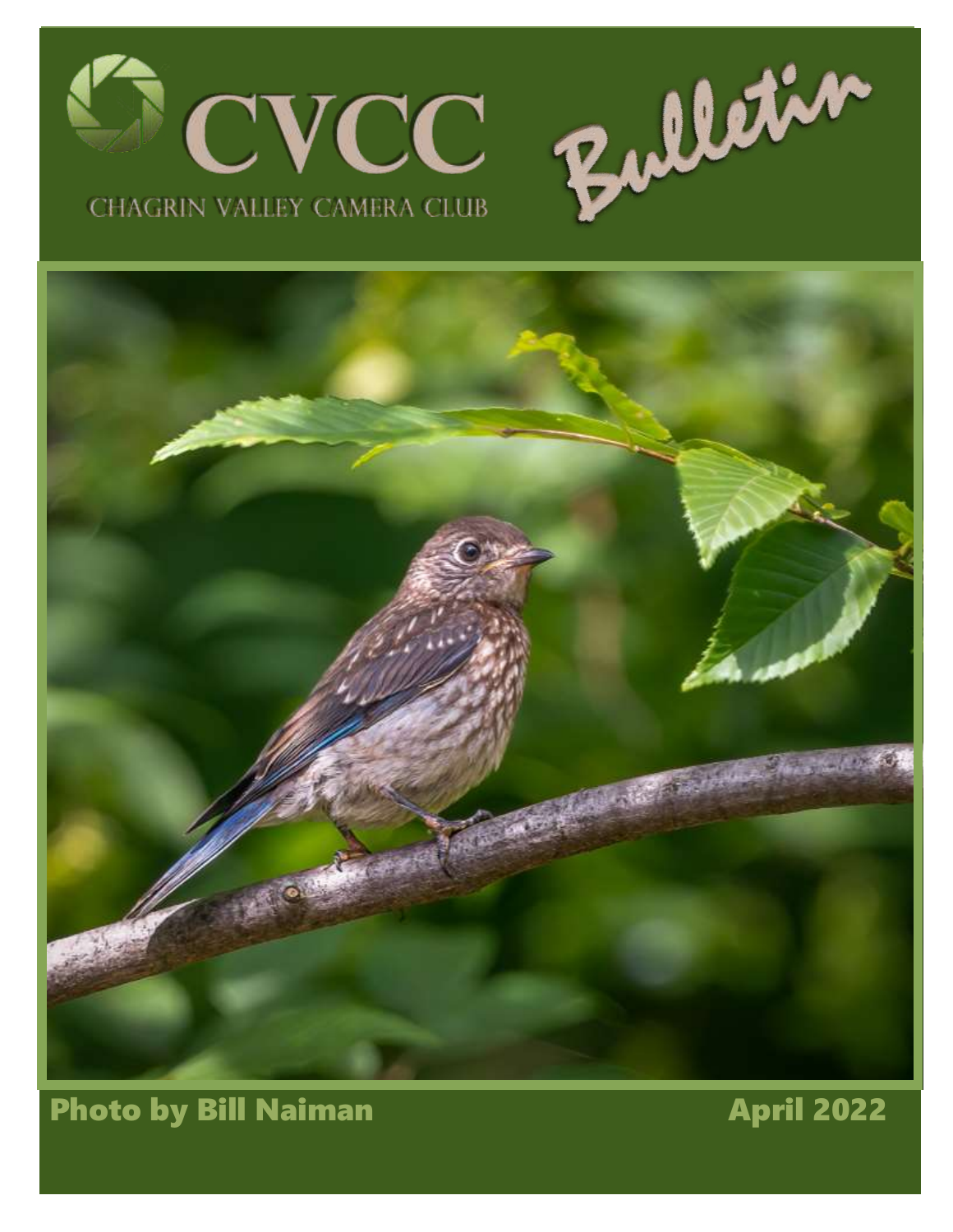# CVCC Bulletin

CHAGRIN VALLEY CAMERA CLUB

**Photo by Bill Naiman**

**April 2022**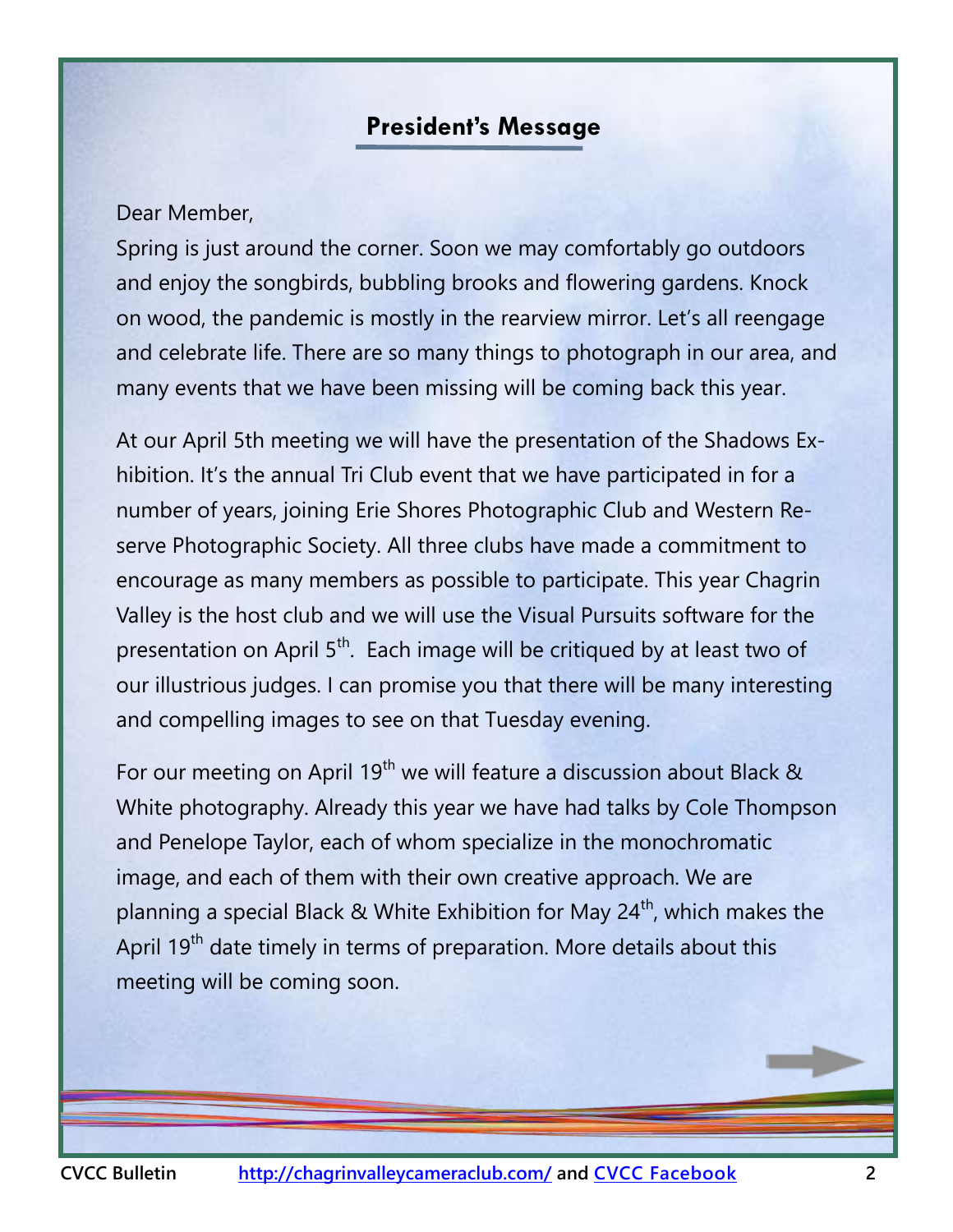## President's Message

Dear Member,

Spring is just around the corner. Soon we may comfortably go outdoors and enjoy the songbirds, bubbling brooks and flowering gardens. Knock on wood, the pandemic is mostly in the rearview mirror. Let's all reengage and celebrate life. There are so many things to photograph in our area, and many events that we have been missing will be coming back this year.

At our April 5th meeting we will have the presentation of the Shadows Exhibition. It's the annual Tri Club event that we have participated in for a number of years, joining Erie Shores Photographic Club and Western Reserve Photographic Society. All three clubs have made a commitment to encourage as many members as possible to participate. This year Chagrin Valley is the host club and we will use the Visual Pursuits software for the presentation on April 5th. Each image will be critiqued by at least two of our illustrious judges. I can promise you that there will be many interesting and compelling images to see on that Tuesday evening.

For our meeting on April 19th we will feature a discussion about Black & White photography. Already this year we have had talks by Cole Thompson and Penelope Taylor, each of whom specialize in the monochromatic image, and each of them with their own creative approach. We are planning a special Black & White Exhibition for May 24th, which makes the April 19th date timely in terms of preparation. More details about this meeting will be coming soon.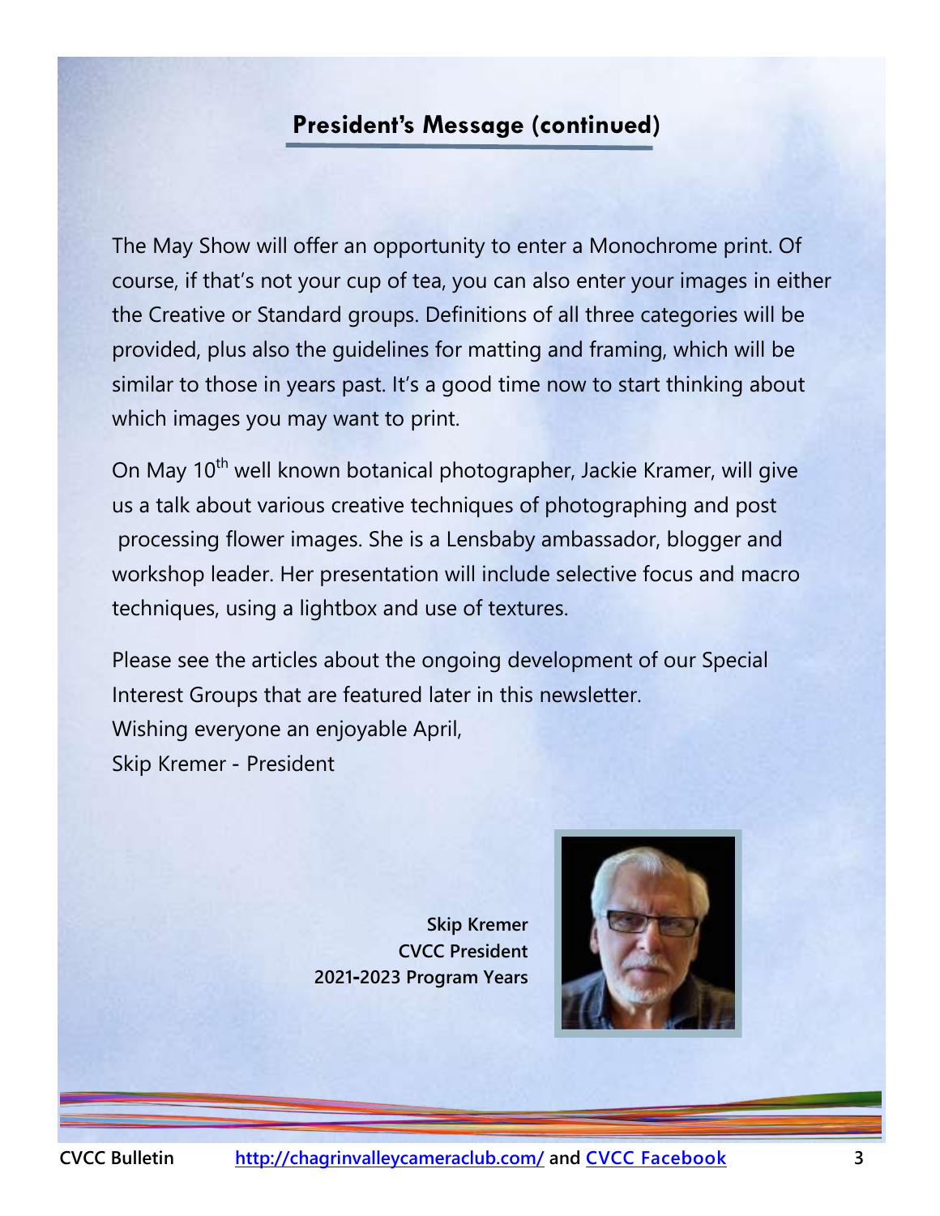## President's Message (continued)

The May Show will offer an opportunity to enter a Monochrome print. Of course, if that's not your cup of tea, you can also enter your images in either the Creative or Standard groups. Definitions of all three categories will be provided, plus also the guidelines for matting and framing, which will be similar to those in years past. It's a good time now to start thinking about which images you may want to print.

On May 10$^{th}$ well known botanical photographer, Jackie Kramer, will give us a talk about various creative techniques of photographing and post processing flower images. She is a Lensbaby ambassador, blogger and workshop leader. Her presentation will include selective focus and macro techniques, using a lightbox and use of textures.

Please see the articles about the ongoing development of our Special Interest Groups that are featured later in this newsletter.
Wishing everyone an enjoyable April,
Skip Kremer - President

**Skip Kremer**
**CVCC President**
**2021-2023 Program Years**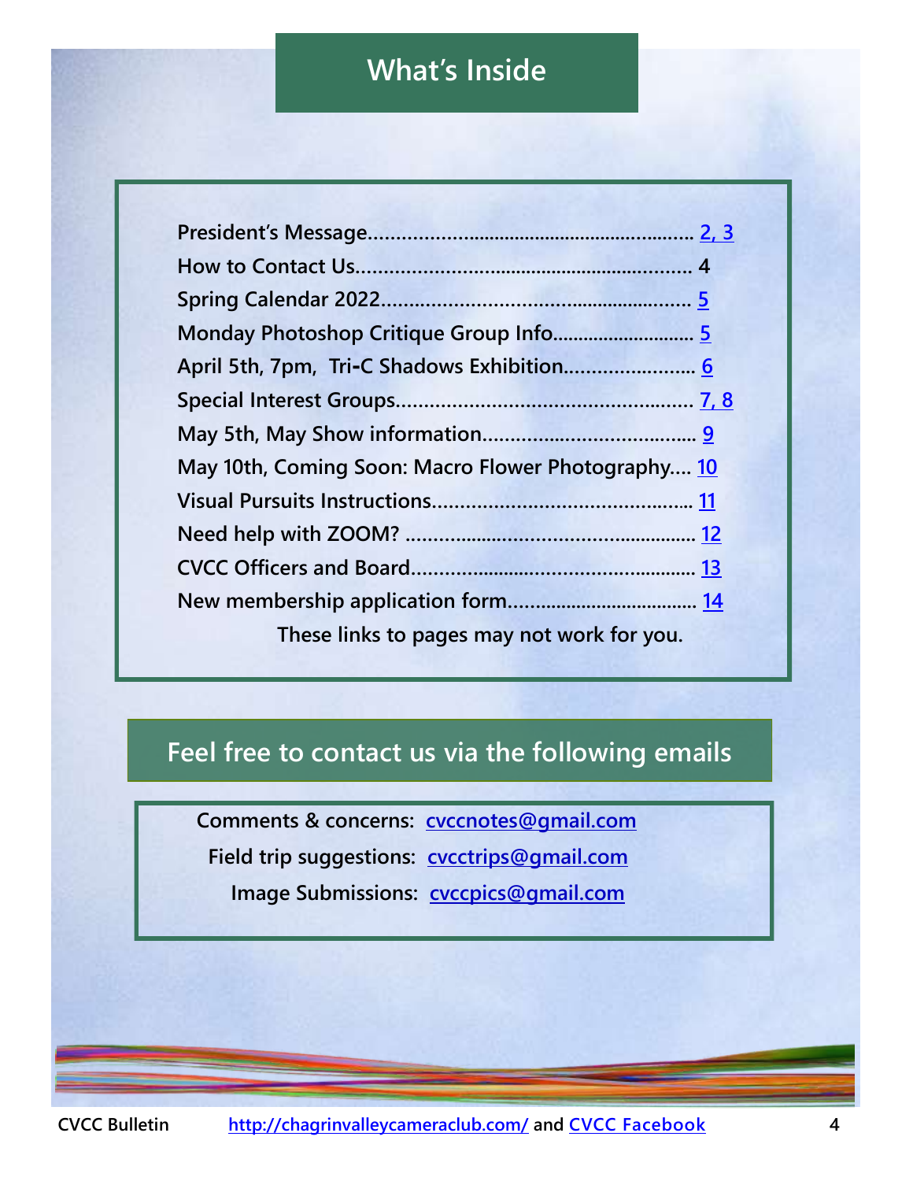# What's Inside

**President's Message.............................................................. [2, 3]**
**How to Contact Us................................................................ 4**
**Spring Calendar 2022......................................................... [5]**
**Monday Photoshop Critique Group Info........................... [5]**
**April 5th, 7pm, Tri-C Shadows Exhibition....................... [6]**
**Special Interest Groups.................................................... [7, 8]**
**May 5th, May Show information....................................... [9]**
**May 10th, Coming Soon: Macro Flower Photography.... [10]**
**Visual Pursuits Instructions.............................................. [11]**
**Need help with ZOOM? ..................................................... [12]**
**CVCC Officers and Board.................................................... [13]**
**New membership application form.................................... [14]**

**These links to pages may not work for you.**

## Feel free to contact us via the following emails

**Comments & concerns:** cvccnotes@gmail.com

**Field trip suggestions:** cvcctrips@gmail.com

**Image Submissions:** cvccpics@gmail.com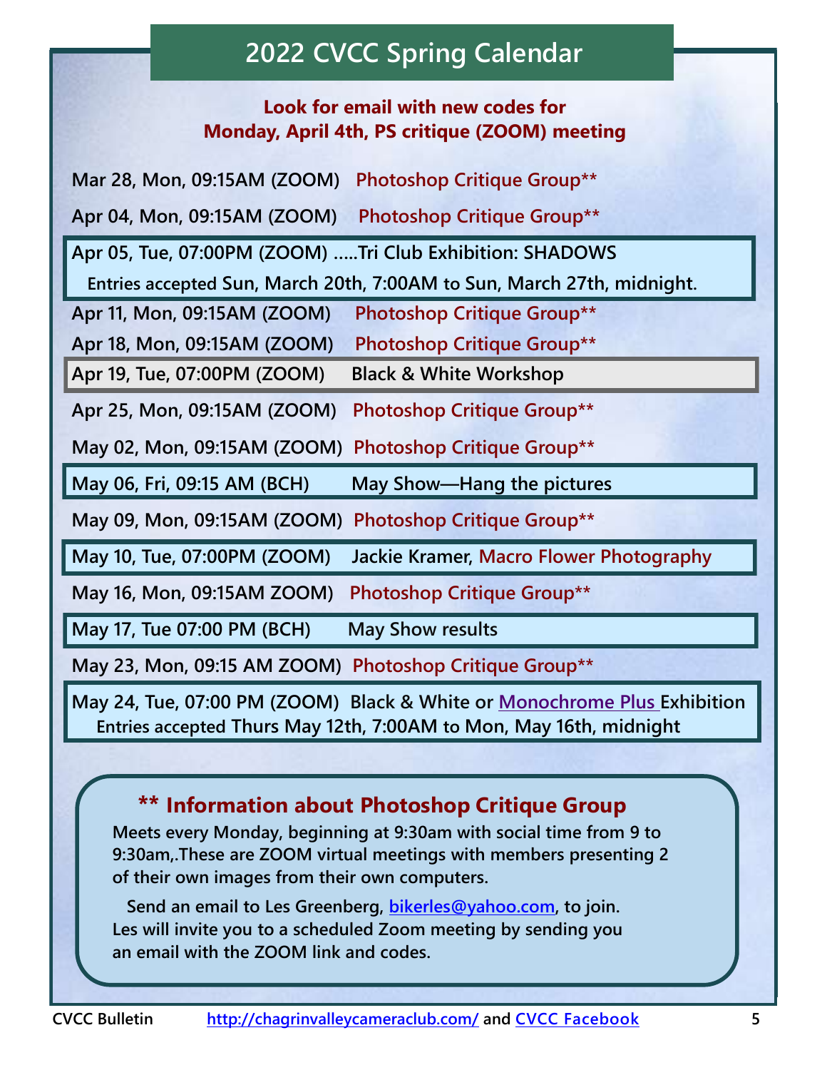# 2022 CVCC Spring Calendar

**Look for email with new codes for Monday, April 4th, PS critique (ZOOM) meeting**

**Mar 28, Mon, 09:15AM (ZOOM)** Photoshop Critique Group**

**Apr 04, Mon, 09:15AM (ZOOM)** Photoshop Critique Group**

**Apr 05, Tue, 07:00PM (ZOOM) .....Tri Club Exhibition: SHADOWS**
Entries accepted Sun, March 20th, 7:00AM to Sun, March 27th, midnight.

**Apr 11, Mon, 09:15AM (ZOOM)** Photoshop Critique Group**

**Apr 18, Mon, 09:15AM (ZOOM)** Photoshop Critique Group**

**Apr 19, Tue, 07:00PM (ZOOM)** Black & White Workshop

**Apr 25, Mon, 09:15AM (ZOOM)** Photoshop Critique Group**

**May 02, Mon, 09:15AM (ZOOM)** Photoshop Critique Group**

**May 06, Fri, 09:15 AM (BCH)** May Show—Hang the pictures

**May 09, Mon, 09:15AM (ZOOM)** Photoshop Critique Group**

**May 10, Tue, 07:00PM (ZOOM)** Jackie Kramer, Macro Flower Photography

**May 16, Mon, 09:15AM ZOOM)** Photoshop Critique Group**

**May 17, Tue 07:00 PM (BCH)** May Show results

**May 23, Mon, 09:15 AM ZOOM)** Photoshop Critique Group**

**May 24, Tue, 07:00 PM (ZOOM)** Black & White or Monochrome Plus Exhibition
Entries accepted Thurs May 12th, 7:00AM to Mon, May 16th, midnight

## ** Information about Photoshop Critique Group

Meets every Monday, beginning at 9:30am with social time from 9 to 9:30am,.These are ZOOM virtual meetings with members presenting 2 of their own images from their own computers.

Send an email to Les Greenberg, bikerles@yahoo.com, to join. Les will invite you to a scheduled Zoom meeting by sending you an email with the ZOOM link and codes.

CVCC Bulletin http://chagrinvalleycameraclub.com/ and CVCC Facebook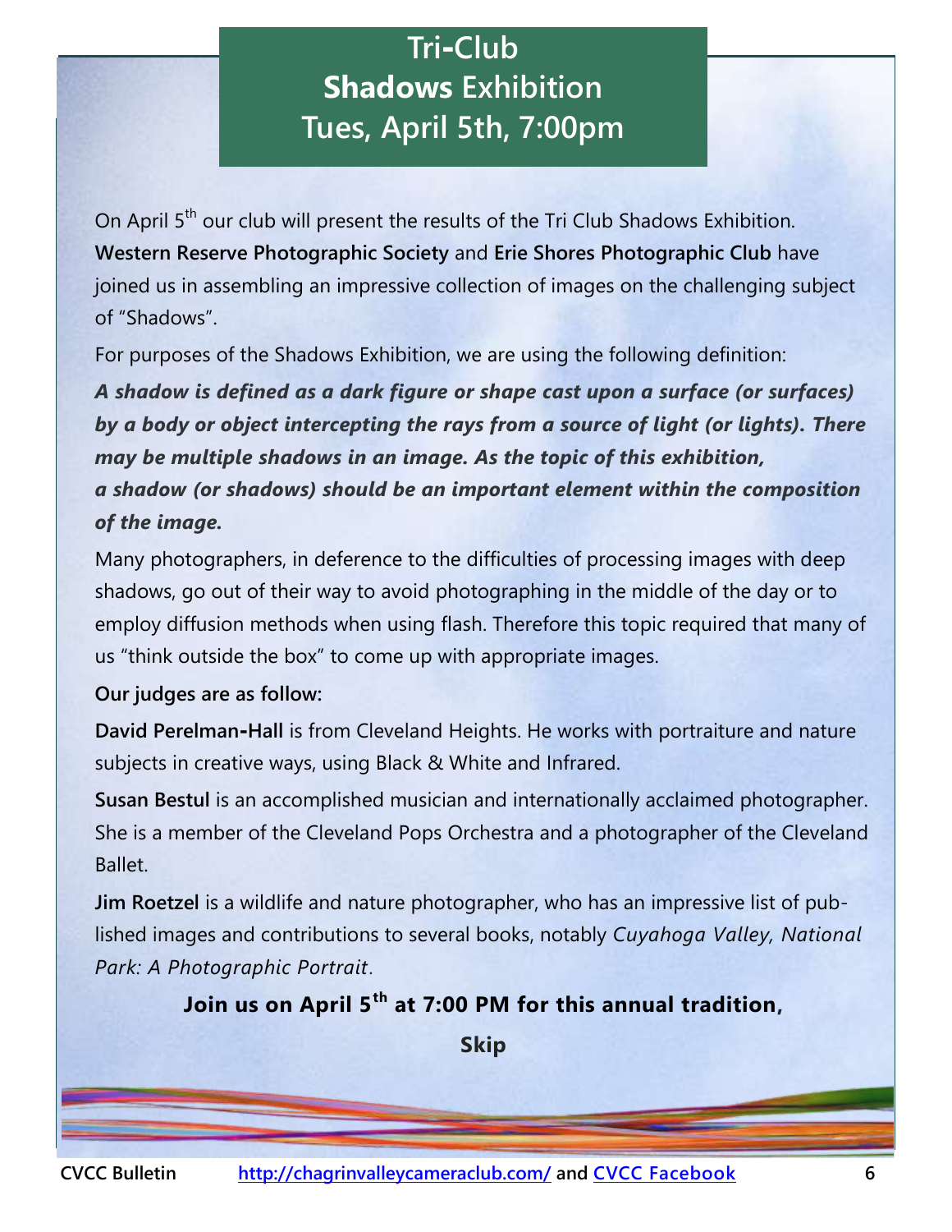# Tri-Club **Shadows** Exhibition Tues, April 5th, 7:00pm

On April 5th our club will present the results of the Tri Club Shadows Exhibition. **Western Reserve Photographic Society** and **Erie Shores Photographic Club** have joined us in assembling an impressive collection of images on the challenging subject of "Shadows".

For purposes of the Shadows Exhibition, we are using the following definition:

***A shadow is defined as a dark figure or shape cast upon a surface (or surfaces) by a body or object intercepting the rays from a source of light (or lights). There may be multiple shadows in an image. As the topic of this exhibition, a shadow (or shadows) should be an important element within the composition of the image.***

Many photographers, in deference to the difficulties of processing images with deep shadows, go out of their way to avoid photographing in the middle of the day or to employ diffusion methods when using flash. Therefore this topic required that many of us "think outside the box" to come up with appropriate images.

**Our judges are as follow:**

**David Perelman-Hall** is from Cleveland Heights. He works with portraiture and nature subjects in creative ways, using Black & White and Infrared.

**Susan Bestul** is an accomplished musician and internationally acclaimed photographer. She is a member of the Cleveland Pops Orchestra and a photographer of the Cleveland Ballet.

**Jim Roetzel** is a wildlife and nature photographer, who has an impressive list of published images and contributions to several books, notably *Cuyahoga Valley, National Park: A Photographic Portrait*.

**Join us on April 5th at 7:00 PM for this annual tradition,**

**Skip**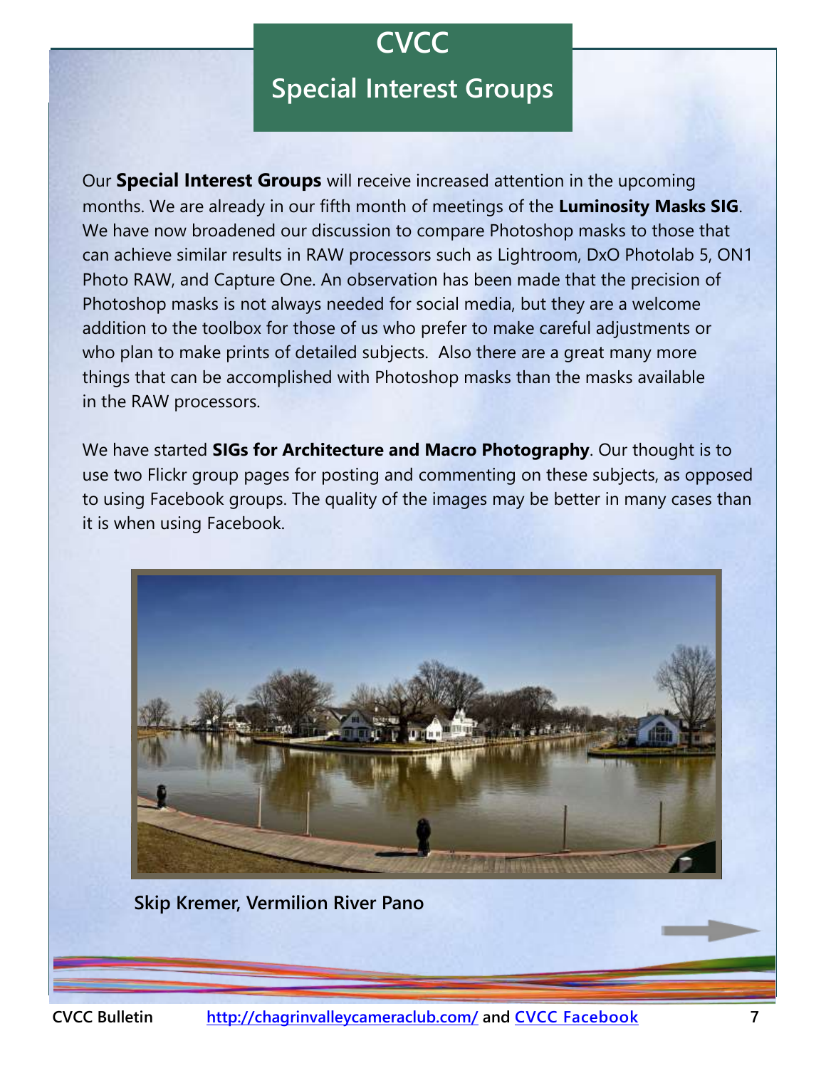# CVCC

## Special Interest Groups

Our **Special Interest Groups** will receive increased attention in the upcoming months. We are already in our fifth month of meetings of the **Luminosity Masks SIG**. We have now broadened our discussion to compare Photoshop masks to those that can achieve similar results in RAW processors such as Lightroom, DxO Photolab 5, ON1 Photo RAW, and Capture One. An observation has been made that the precision of Photoshop masks is not always needed for social media, but they are a welcome addition to the toolbox for those of us who prefer to make careful adjustments or who plan to make prints of detailed subjects. Also there are a great many more things that can be accomplished with Photoshop masks than the masks available in the RAW processors.

We have started **SIGs for Architecture and Macro Photography**. Our thought is to use two Flickr group pages for posting and commenting on these subjects, as opposed to using Facebook groups. The quality of the images may be better in many cases than it is when using Facebook.

**Skip Kremer, Vermilion River Pano**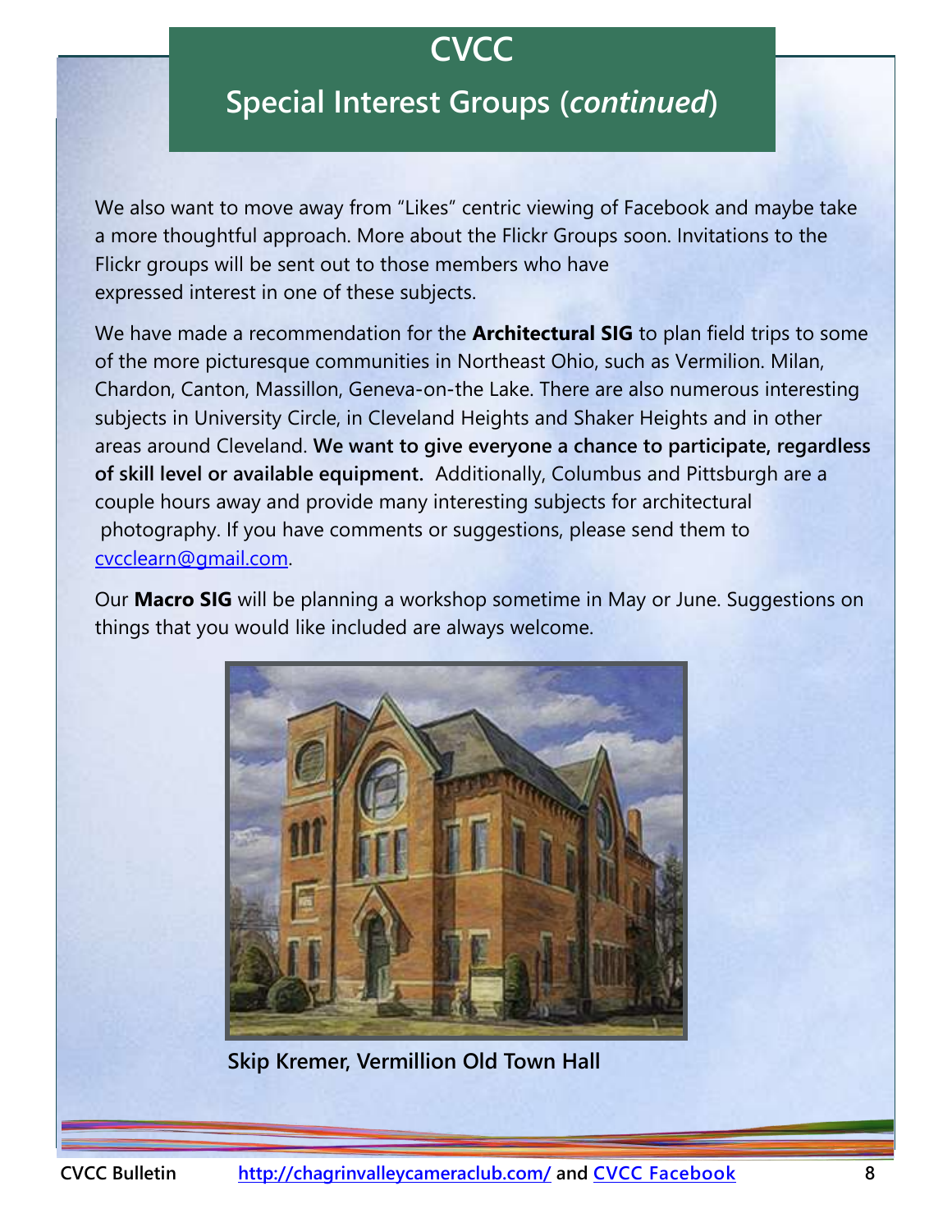# CVCC

## Special Interest Groups (*continued*)

We also want to move away from "Likes" centric viewing of Facebook and maybe take a more thoughtful approach. More about the Flickr Groups soon. Invitations to the Flickr groups will be sent out to those members who have expressed interest in one of these subjects.

We have made a recommendation for the **Architectural SIG** to plan field trips to some of the more picturesque communities in Northeast Ohio, such as Vermilion. Milan, Chardon, Canton, Massillon, Geneva-on-the Lake. There are also numerous interesting subjects in University Circle, in Cleveland Heights and Shaker Heights and in other areas around Cleveland. **We want to give everyone a chance to participate, regardless of skill level or available equipment.** Additionally, Columbus and Pittsburgh are a couple hours away and provide many interesting subjects for architectural photography. If you have comments or suggestions, please send them to [cvcclearn@gmail.com](mailto:cvcclearn@gmail.com).

Our **Macro SIG** will be planning a workshop sometime in May or June. Suggestions on things that you would like included are always welcome.

**Skip Kremer, Vermillion Old Town Hall**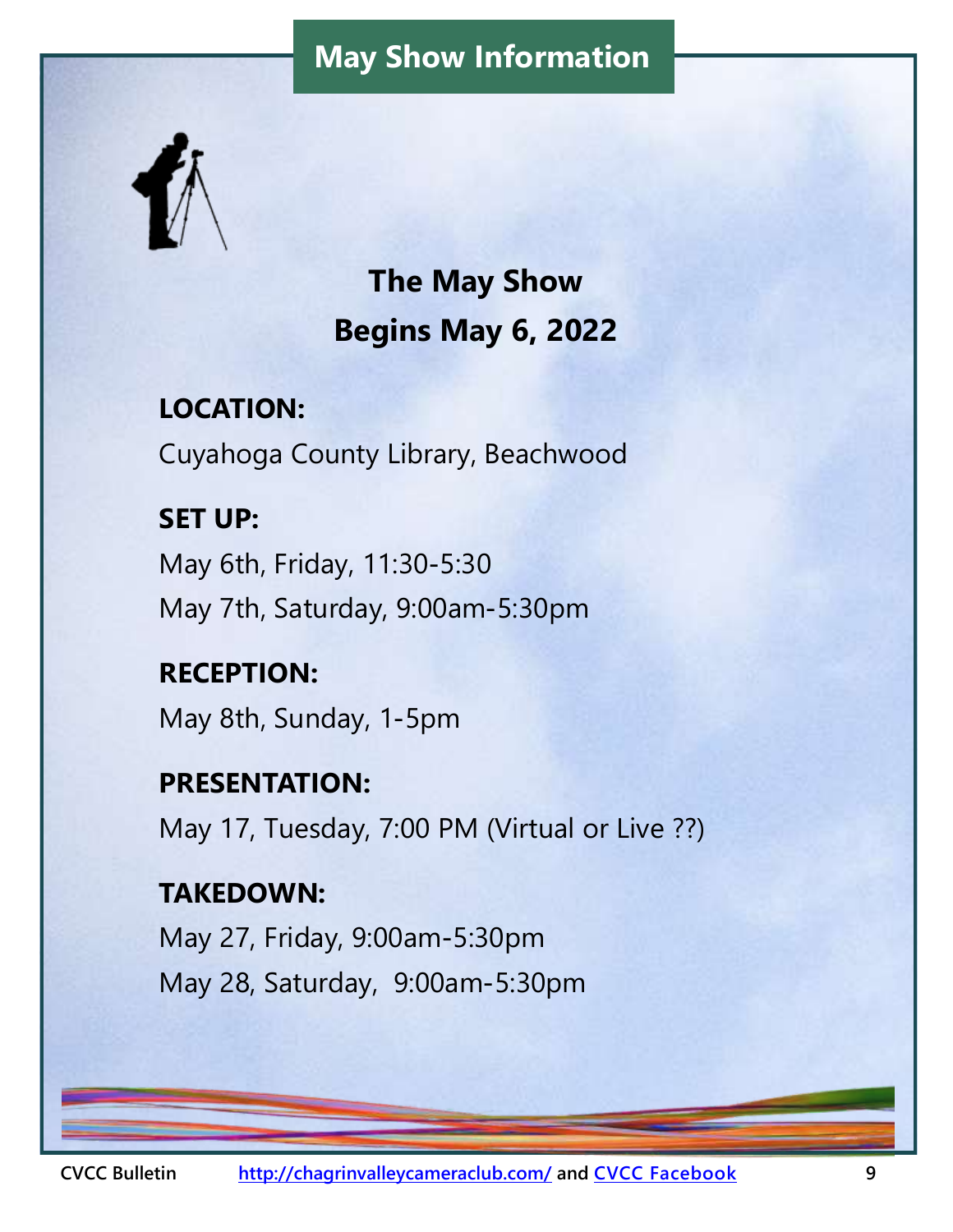# May Show Information

## The May Show
## Begins May 6, 2022

**LOCATION:**

Cuyahoga County Library, Beachwood

**SET UP:**

May 6th, Friday, 11:30-5:30

May 7th, Saturday, 9:00am-5:30pm

**RECEPTION:**

May 8th, Sunday, 1-5pm

**PRESENTATION:**

May 17, Tuesday, 7:00 PM (Virtual or Live ??)

**TAKEDOWN:**

May 27, Friday, 9:00am-5:30pm

May 28, Saturday, 9:00am-5:30pm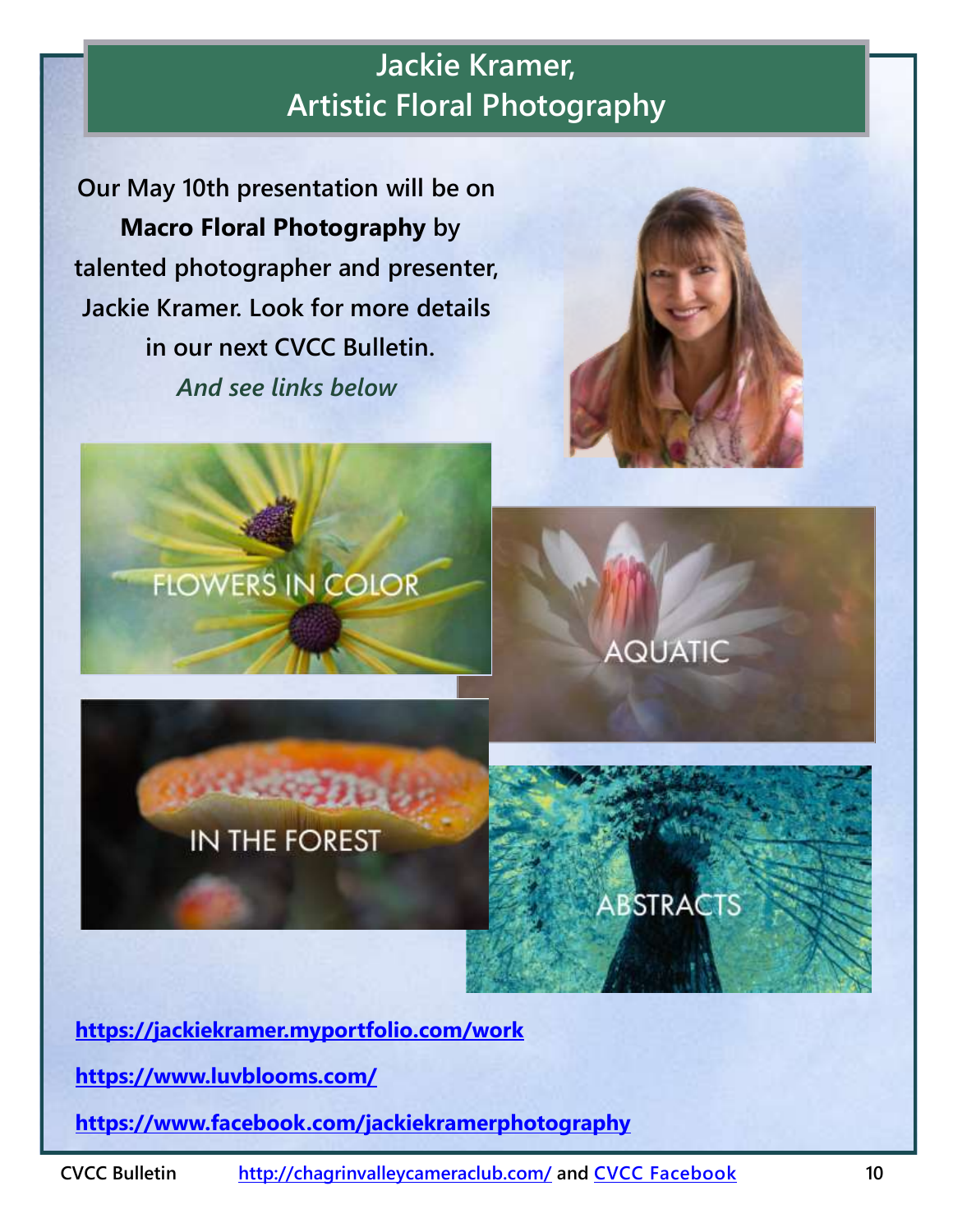# Jackie Kramer, Artistic Floral Photography

Our May 10th presentation will be on **Macro Floral Photography** by talented photographer and presenter, Jackie Kramer. Look for more details in our next CVCC Bulletin.

*And see links below*

FLOWERS IN COLOR

AQUATIC

IN THE FOREST

ABSTRACTS

https://jackiekramer.myportfolio.com/work

https://www.luvblooms.com/

https://www.facebook.com/jackiekramerphotography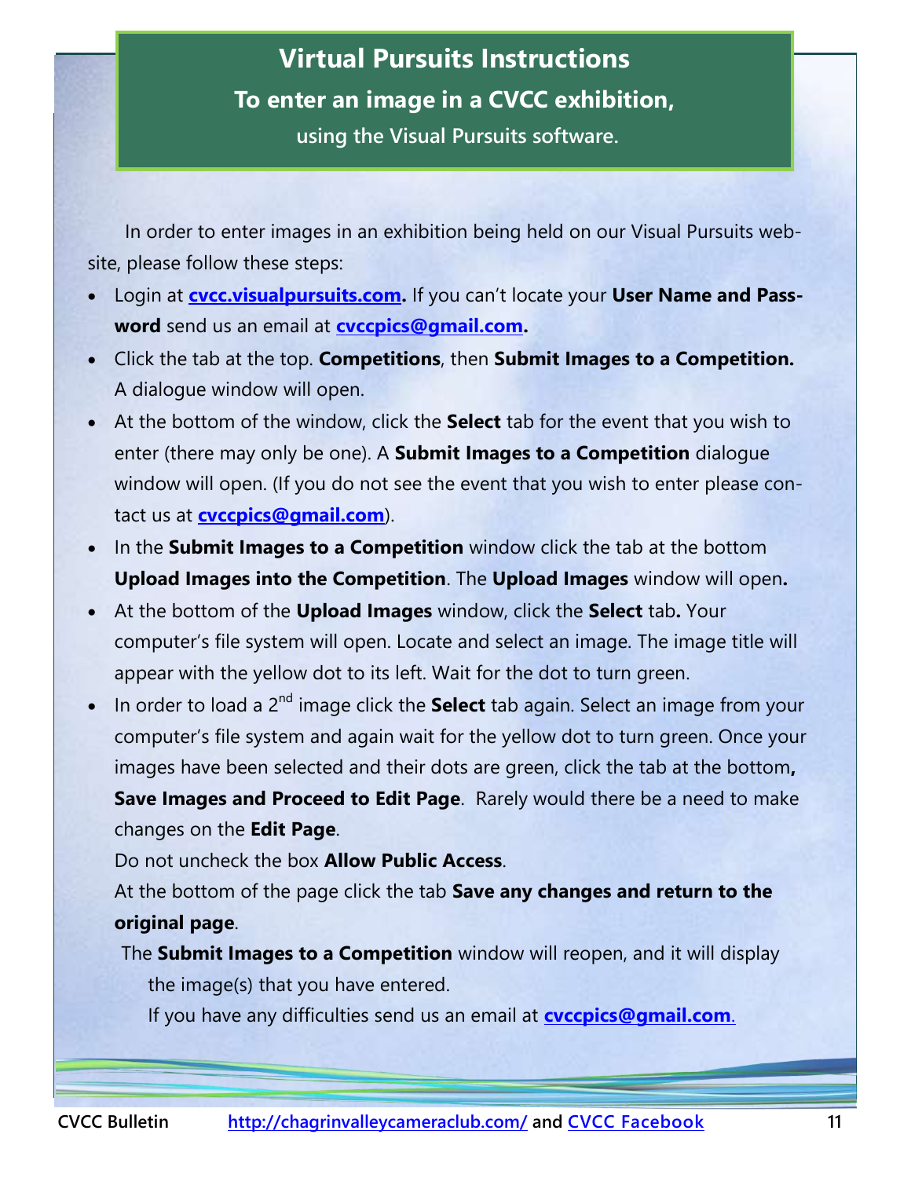# Virtual Pursuits Instructions

## To enter an image in a CVCC exhibition,

### using the Visual Pursuits software.

In order to enter images in an exhibition being held on our Visual Pursuits website, please follow these steps:

- Login at **cvcc.visualpursuits.com.** If you can't locate your **User Name and Password** send us an email at **cvccpics@gmail.com.**
- Click the tab at the top. **Competitions**, then **Submit Images to a Competition.** A dialogue window will open.
- At the bottom of the window, click the **Select** tab for the event that you wish to enter (there may only be one). A **Submit Images to a Competition** dialogue window will open. (If you do not see the event that you wish to enter please contact us at **cvccpics@gmail.com**).
- In the **Submit Images to a Competition** window click the tab at the bottom **Upload Images into the Competition**. The **Upload Images** window will open**.**
- At the bottom of the **Upload Images** window, click the **Select** tab**.** Your computer's file system will open. Locate and select an image. The image title will appear with the yellow dot to its left. Wait for the dot to turn green.
- In order to load a 2nd image click the **Select** tab again. Select an image from your computer's file system and again wait for the yellow dot to turn green. Once your images have been selected and their dots are green, click the tab at the bottom**, Save Images and Proceed to Edit Page**. Rarely would there be a need to make changes on the **Edit Page**.

  Do not uncheck the box **Allow Public Access**.

  At the bottom of the page click the tab **Save any changes and return to the original page**.

  The **Submit Images to a Competition** window will reopen, and it will display the image(s) that you have entered.

  If you have any difficulties send us an email at **cvccpics@gmail.com**.

CVCC Bulletin http://chagrinvalleycameraclub.com/ and CVCC Facebook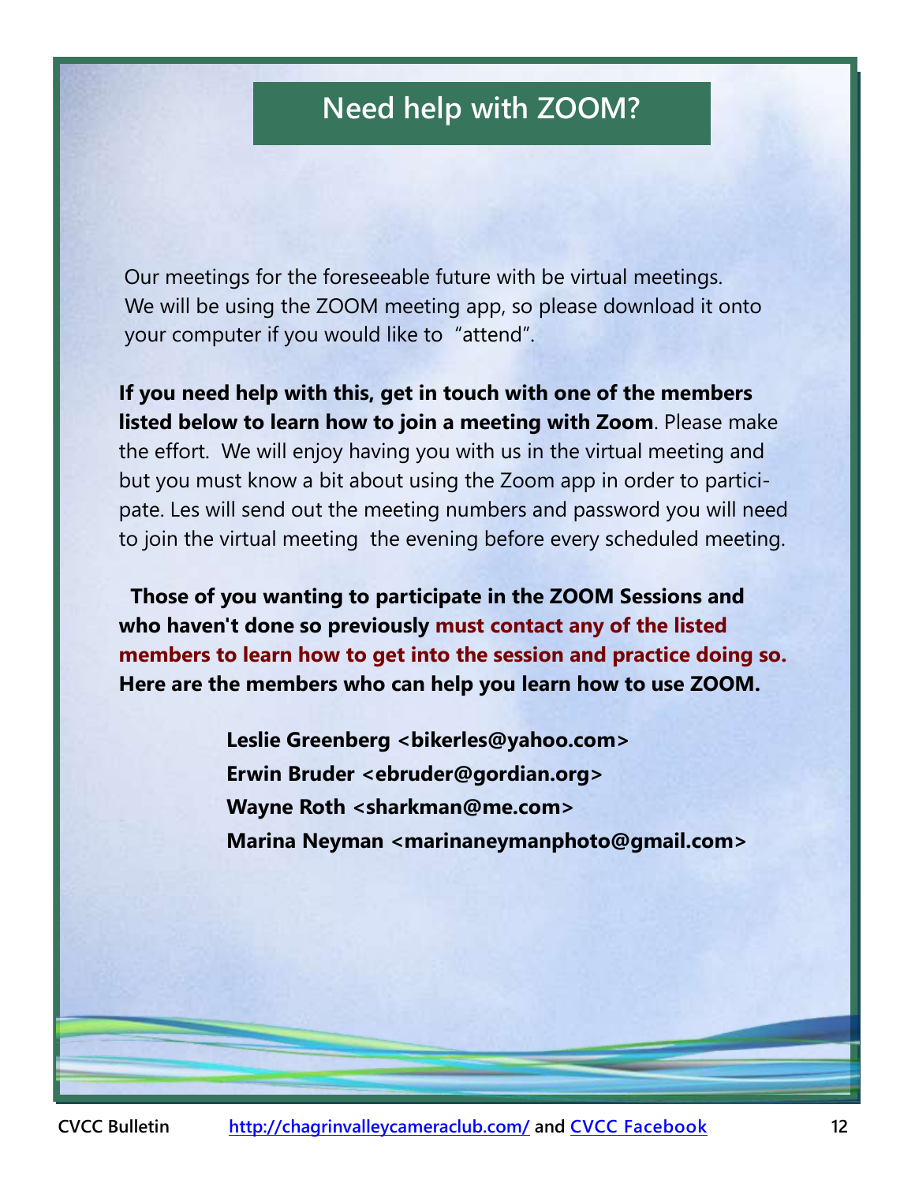# Need help with ZOOM?

Our meetings for the foreseeable future with be virtual meetings. We will be using the ZOOM meeting app, so please download it onto your computer if you would like to "attend".

**If you need help with this, get in touch with one of the members listed below to learn how to join a meeting with Zoom**. Please make the effort. We will enjoy having you with us in the virtual meeting and but you must know a bit about using the Zoom app in order to participate. Les will send out the meeting numbers and password you will need to join the virtual meeting the evening before every scheduled meeting.

**Those of you wanting to participate in the ZOOM Sessions and who haven't done so previously must contact any of the listed members to learn how to get into the session and practice doing so. Here are the members who can help you learn how to use ZOOM.**

**Leslie Greenberg <bikerles@yahoo.com>**
**Erwin Bruder <ebruder@gordian.org>**
**Wayne Roth <sharkman@me.com>**
**Marina Neyman <marinaneymanphoto@gmail.com>**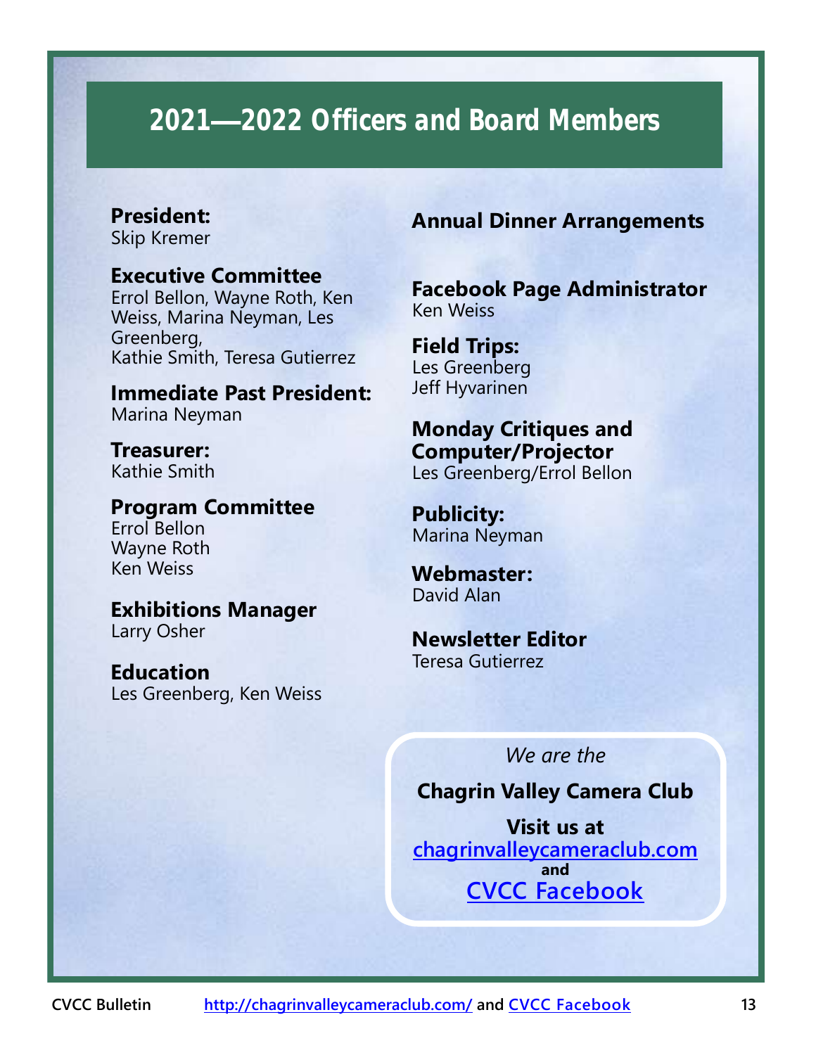# 2021—2022 Officers and Board Members

**President:**
Skip Kremer

**Executive Committee**
Errol Bellon, Wayne Roth, Ken Weiss, Marina Neyman, Les Greenberg,
Kathie Smith, Teresa Gutierrez

**Immediate Past President:**
Marina Neyman

**Treasurer:**
Kathie Smith

**Program Committee**
Errol Bellon
Wayne Roth
Ken Weiss

**Exhibitions Manager**
Larry Osher

**Education**
Les Greenberg, Ken Weiss

**Annual Dinner Arrangements**

**Facebook Page Administrator**
Ken Weiss

**Field Trips:**
Les Greenberg
Jeff Hyvarinen

**Monday Critiques and Computer/Projector**
Les Greenberg/Errol Bellon

**Publicity:**
Marina Neyman

**Webmaster:**
David Alan

**Newsletter Editor**
Teresa Gutierrez

*We are the*

**Chagrin Valley Camera Club**

**Visit us at**
[chagrinvalleycameraclub.com](http://chagrinvalleycameraclub.com/)
**and**
[CVCC Facebook]()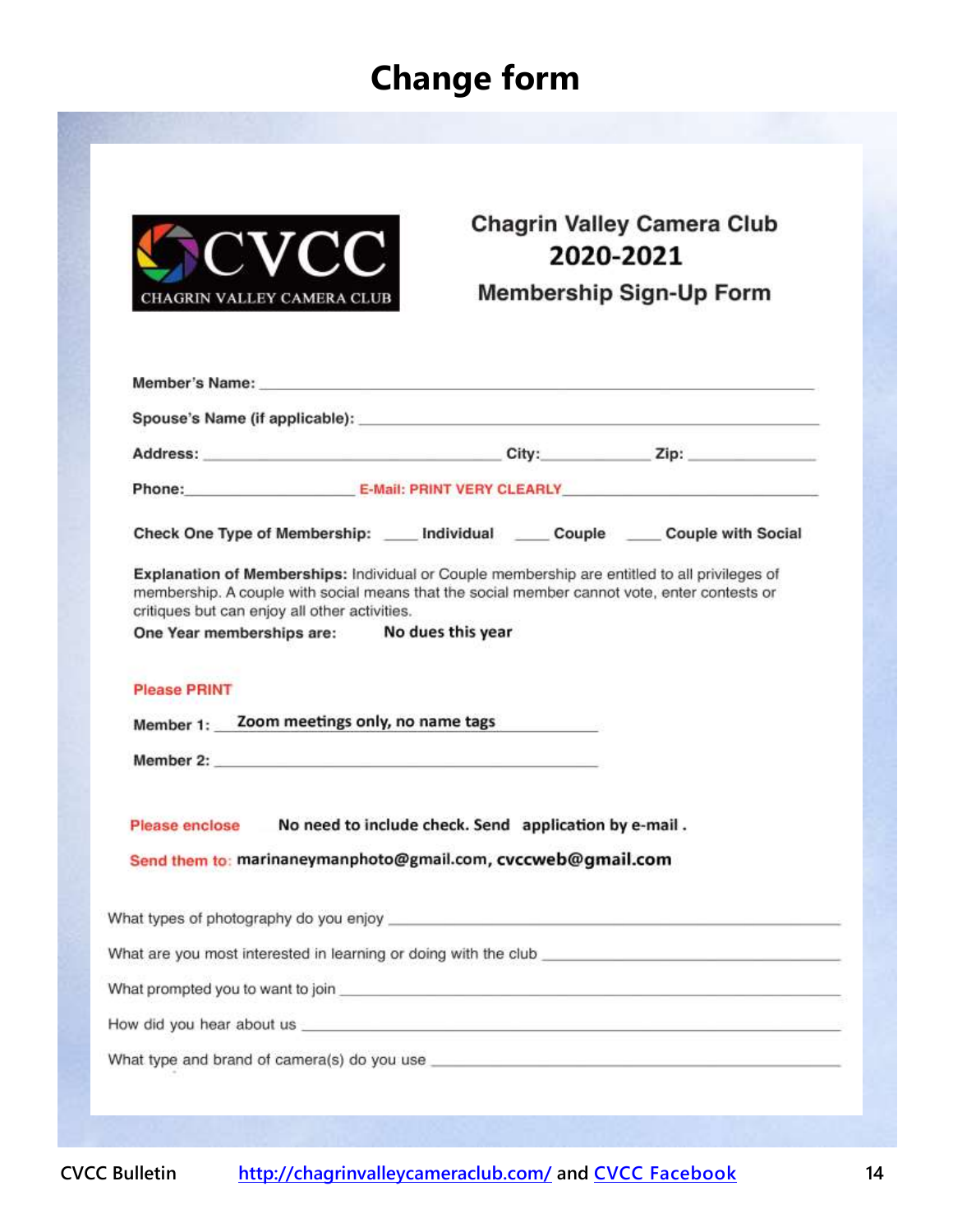# Change form

CVCC
CHAGRIN VALLEY CAMERA CLUB

## Chagrin Valley Camera Club
## 2020-2021
## Membership Sign-Up Form

**Member's Name:** ______________________________

**Spouse's Name (if applicable):** ______________________________

**Address:** ______________________ **City:** __________ **Zip:** __________

**Phone:** ______________ **E-Mail: PRINT VERY CLEARLY** ______________________

**Check One Type of Membership:** ____ **Individual** ____ **Couple** ____ **Couple with Social**

**Explanation of Memberships:** Individual or Couple membership are entitled to all privileges of membership. A couple with social means that the social member cannot vote, enter contests or critiques but can enjoy all other activities.

**One Year memberships are:** **No dues this year**

**Please PRINT**

**Member 1:** Zoom meetings only, no name tags

**Member 2:** ______________________________

**Please enclose** **No need to include check. Send application by e-mail .**

**Send them to:** **marinaneymanphoto@gmail.com, cvccweb@gmail.com**

What types of photography do you enjoy ______________________________

What are you most interested in learning or doing with the club ______________________________

What prompted you to want to join ______________________________

How did you hear about us ______________________________

What type and brand of camera(s) do you use ______________________________

CVCC Bulletin http://chagrinvalleycameraclub.com/ and CVCC Facebook